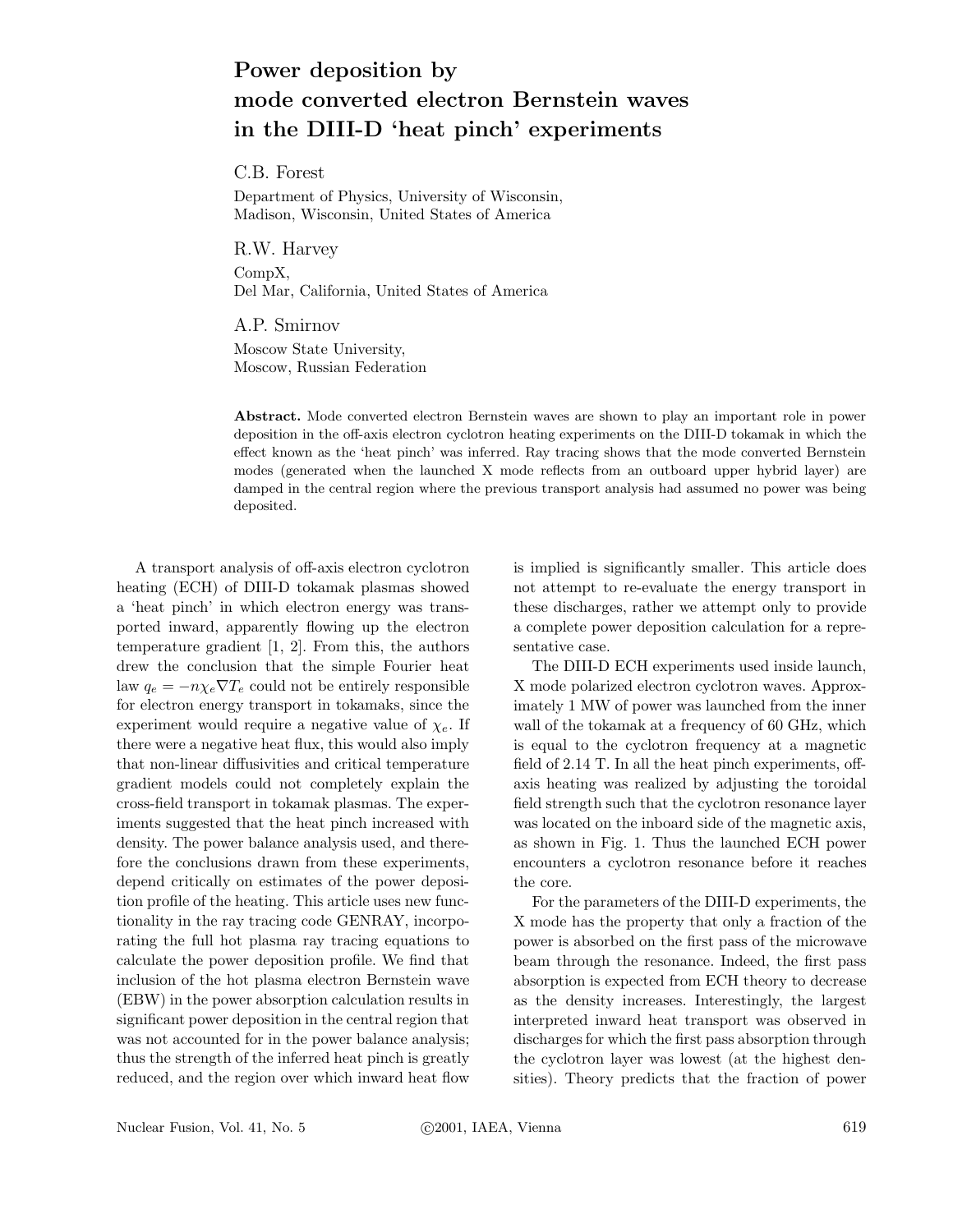# Power deposition by mode converted electron Bernstein waves in the DIII-D 'heat pinch' experiments

C.B. Forest

Department of Physics, University of Wisconsin, Madison, Wisconsin, United States of America

R.W. Harvey

CompX, Del Mar, California, United States of America

A.P. Smirnov

Moscow State University, Moscow, Russian Federation

**Abstract.** Mode converted electron Bernstein waves are shown to play an important role in power deposition in the off-axis electron cyclotron heating experiments on the DIII-D tokamak in which the effect known as the 'heat pinch' was inferred. Ray tracing shows that the mode converted Bernstein modes (generated when the launched X mode reflects from an outboard upper hybrid layer) are damped in the central region where the previous transport analysis had assumed no power was being deposited.

A transport analysis of off-axis electron cyclotron heating (ECH) of DIII-D tokamak plasmas showed a 'heat pinch' in which electron energy was transported inward, apparently flowing up the electron temperature gradient [1, 2]. From this, the authors drew the conclusion that the simple Fourier heat law $q_e = -n\chi_e \nabla T_e$ could not be entirely responsible for electron energy transport in tokamaks, since the experiment would require a negative value of $\chi_e$. If there were a negative heat flux, this would also imply that non-linear diffusivities and critical temperature gradient models could not completely explain the cross-field transport in tokamak plasmas. The experiments suggested that the heat pinch increased with density. The power balance analysis used, and therefore the conclusions drawn from these experiments, depend critically on estimates of the power deposition profile of the heating. This article uses new functionality in the ray tracing code GENRAY, incorporating the full hot plasma ray tracing equations to calculate the power deposition profile. We find that inclusion of the hot plasma electron Bernstein wave (EBW) in the power absorption calculation results in significant power deposition in the central region that was not accounted for in the power balance analysis; thus the strength of the inferred heat pinch is greatly reduced, and the region over which inward heat flow is implied is significantly smaller. This article does not attempt to re-evaluate the energy transport in these discharges, rather we attempt only to provide a complete power deposition calculation for a representative case.

The DIII-D ECH experiments used inside launch, X mode polarized electron cyclotron waves. Approximately 1 MW of power was launched from the inner wall of the tokamak at a frequency of 60 GHz, which is equal to the cyclotron frequency at a magnetic field of 2.14 T. In all the heat pinch experiments, off-axis heating was realized by adjusting the toroidal field strength such that the cyclotron resonance layer was located on the inboard side of the magnetic axis, as shown in Fig. 1. Thus the launched ECH power encounters a cyclotron resonance before it reaches the core.

For the parameters of the DIII-D experiments, the X mode has the property that only a fraction of the power is absorbed on the first pass of the microwave beam through the resonance. Indeed, the first pass absorption is expected from ECH theory to decrease as the density increases. Interestingly, the largest interpreted inward heat transport was observed in discharges for which the first pass absorption through the cyclotron layer was lowest (at the highest densities). Theory predicts that the fraction of power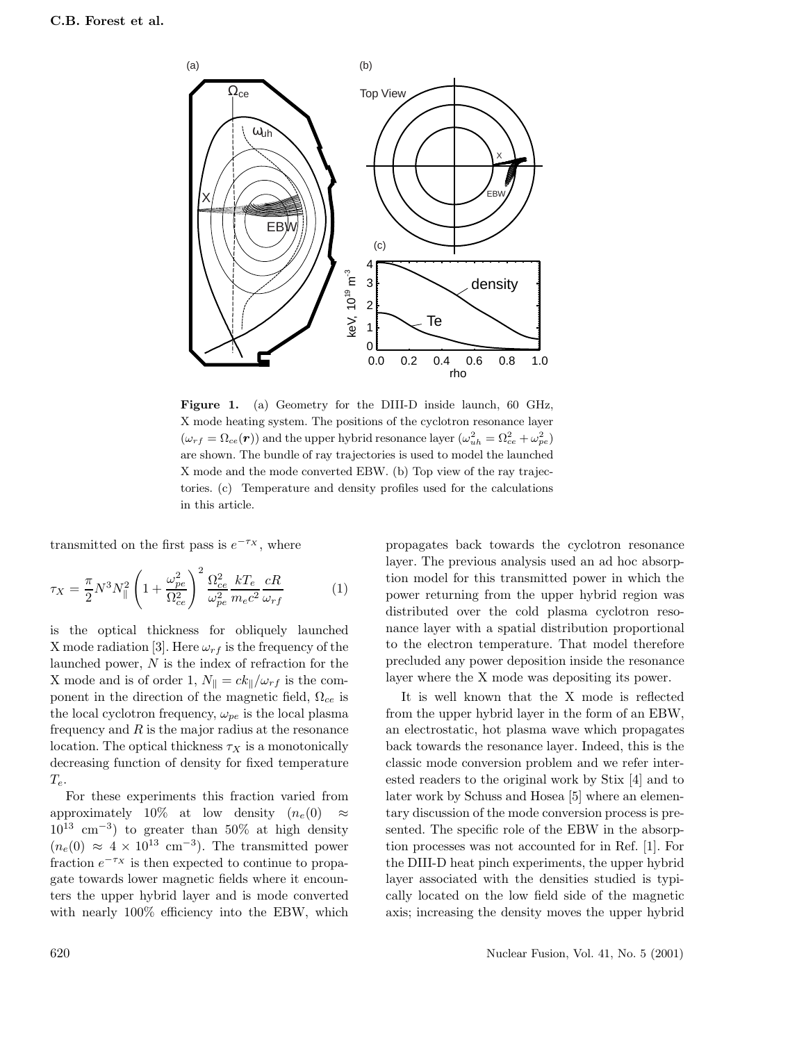**Figure 1.** (a) Geometry for the DIII-D inside launch, 60 GHz, X mode heating system. The positions of the cyclotron resonance layer ($\omega_{rf} = \Omega_{ce}(\boldsymbol{r})$) and the upper hybrid resonance layer ($\omega_{uh}^2 = \Omega_{ce}^2 + \omega_{pe}^2$) are shown. The bundle of ray trajectories is used to model the launched X mode and the mode converted EBW. (b) Top view of the ray trajectories. (c) Temperature and density profiles used for the calculations in this article.

transmitted on the first pass is $e^{-\tau_X}$, where

$$\tau_X = \frac{\pi}{2} N^3 N_\parallel^2 \left(1 + \frac{\omega_{pe}^2}{\Omega_{ce}^2}\right)^2 \frac{\Omega_{ce}^2}{\omega_{pe}^2} \frac{kT_e}{m_e c^2} \frac{cR}{\omega_{rf}} \qquad (1)$$

is the optical thickness for obliquely launched X mode radiation [3]. Here $\omega_{rf}$ is the frequency of the launched power, $N$ is the index of refraction for the X mode and is of order 1, $N_\parallel = ck_\parallel/\omega_{rf}$ is the component in the direction of the magnetic field, $\Omega_{ce}$ is the local cyclotron frequency, $\omega_{pe}$ is the local plasma frequency and $R$ is the major radius at the resonance location. The optical thickness $\tau_X$ is a monotonically decreasing function of density for fixed temperature $T_e$.

For these experiments this fraction varied from approximately 10% at low density ($n_e(0) \approx 10^{13}$ cm$^{-3}$) to greater than 50% at high density ($n_e(0) \approx 4 \times 10^{13}$ cm$^{-3}$). The transmitted power fraction $e^{-\tau_X}$ is then expected to continue to propagate towards lower magnetic fields where it encounters the upper hybrid layer and is mode converted with nearly 100% efficiency into the EBW, which propagates back towards the cyclotron resonance layer. The previous analysis used an ad hoc absorption model for this transmitted power in which the power returning from the upper hybrid region was distributed over the cold plasma cyclotron resonance layer with a spatial distribution proportional to the electron temperature. That model therefore precluded any power deposition inside the resonance layer where the X mode was depositing its power.

It is well known that the X mode is reflected from the upper hybrid layer in the form of an EBW, an electrostatic, hot plasma wave which propagates back towards the resonance layer. Indeed, this is the classic mode conversion problem and we refer interested readers to the original work by Stix [4] and to later work by Schuss and Hosea [5] where an elementary discussion of the mode conversion process is presented. The specific role of the EBW in the absorption processes was not accounted for in Ref. [1]. For the DIII-D heat pinch experiments, the upper hybrid layer associated with the densities studied is typically located on the low field side of the magnetic axis; increasing the density moves the upper hybrid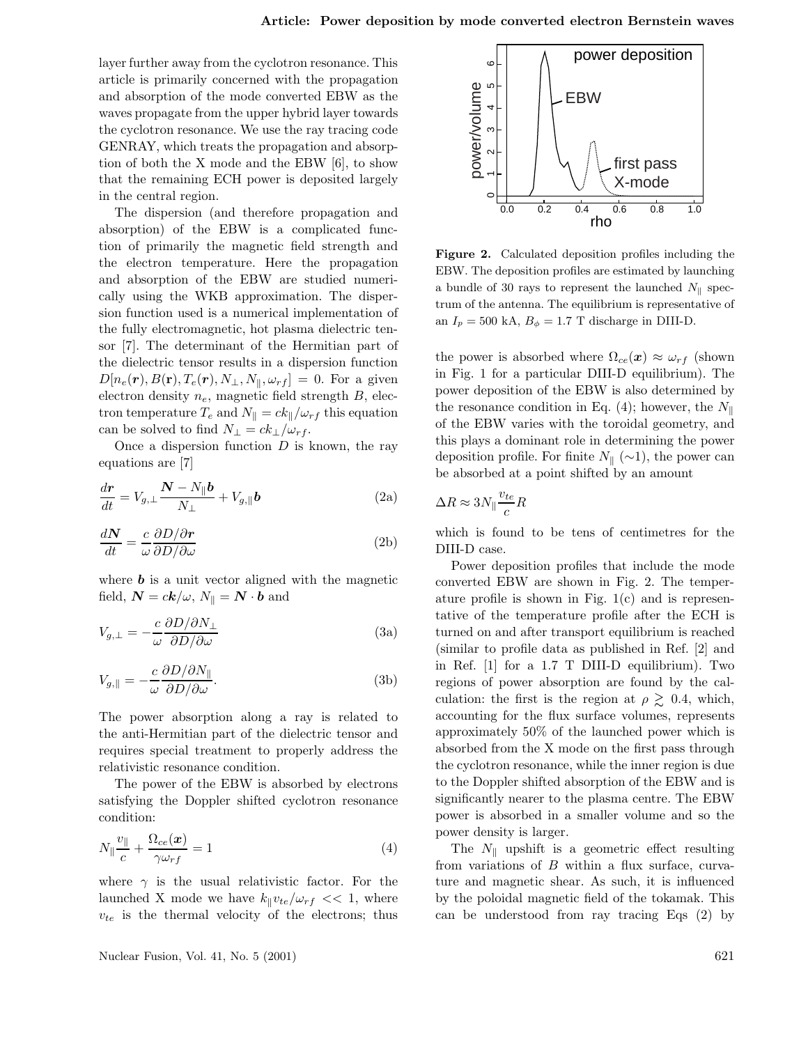layer further away from the cyclotron resonance. This article is primarily concerned with the propagation and absorption of the mode converted EBW as the waves propagate from the upper hybrid layer towards the cyclotron resonance. We use the ray tracing code GENRAY, which treats the propagation and absorption of both the X mode and the EBW [6], to show that the remaining ECH power is deposited largely in the central region.

The dispersion (and therefore propagation and absorption) of the EBW is a complicated function of primarily the magnetic field strength and the electron temperature. Here the propagation and absorption of the EBW are studied numerically using the WKB approximation. The dispersion function used is a numerical implementation of the fully electromagnetic, hot plasma dielectric tensor [7]. The determinant of the Hermitian part of the dielectric tensor results in a dispersion function $D[n_e(\boldsymbol{r}), B(\mathbf{r}), T_e(\boldsymbol{r}), N_\perp, N_\|, \omega_{rf}] = 0$. For a given electron density $n_e$, magnetic field strength $B$, electron temperature $T_e$ and $N_\| = ck_\|/\omega_{rf}$ this equation can be solved to find $N_\perp = ck_\perp/\omega_{rf}$.

Once a dispersion function $D$ is known, the ray equations are [7]

$$\frac{d\boldsymbol{r}}{dt} = V_{g,\perp}\frac{\boldsymbol{N} - N_\|\boldsymbol{b}}{N_\perp} + V_{g,\|}\boldsymbol{b} \tag{2a}$$

$$\frac{d\boldsymbol{N}}{dt} = \frac{c}{\omega}\frac{\partial D/\partial \boldsymbol{r}}{\partial D/\partial \omega} \tag{2b}$$

where $\boldsymbol{b}$ is a unit vector aligned with the magnetic field, $\boldsymbol{N} = c\boldsymbol{k}/\omega$, $N_\| = \boldsymbol{N}\cdot\boldsymbol{b}$ and

$$V_{g,\perp} = -\frac{c}{\omega}\frac{\partial D/\partial N_\perp}{\partial D/\partial \omega} \tag{3a}$$

$$V_{g,\|} = -\frac{c}{\omega}\frac{\partial D/\partial N_\|}{\partial D/\partial \omega}. \tag{3b}$$

The power absorption along a ray is related to the anti-Hermitian part of the dielectric tensor and requires special treatment to properly address the relativistic resonance condition.

The power of the EBW is absorbed by electrons satisfying the Doppler shifted cyclotron resonance condition:

$$N_\|\frac{v_\|}{c} + \frac{\Omega_{ce}(\boldsymbol{x})}{\gamma\omega_{rf}} = 1 \tag{4}$$

where $\gamma$ is the usual relativistic factor. For the launched X mode we have $k_\| v_{te}/\omega_{rf} << 1$, where $v_{te}$ is the thermal velocity of the electrons; thus the power is absorbed where $\Omega_{ce}(\boldsymbol{x}) \approx \omega_{rf}$ (shown in Fig. 1 for a particular DIII-D equilibrium). The power deposition of the EBW is also determined by the resonance condition in Eq. (4); however, the $N_\|$ of the EBW varies with the toroidal geometry, and this plays a dominant role in determining the power deposition profile. For finite $N_\|$ ($\sim$1), the power can be absorbed at a point shifted by an amount

$$\Delta R \approx 3N_\|\frac{v_{te}}{c}R$$

which is found to be tens of centimetres for the DIII-D case.

**Figure 2.** Calculated deposition profiles including the EBW. The deposition profiles are estimated by launching a bundle of 30 rays to represent the launched $N_\|$ spectrum of the antenna. The equilibrium is representative of an $I_p = 500$ kA, $B_\phi = 1.7$ T discharge in DIII-D.

Power deposition profiles that include the mode converted EBW are shown in Fig. 2. The temperature profile is shown in Fig. 1(c) and is representative of the temperature profile after the ECH is turned on and after transport equilibrium is reached (similar to profile data as published in Ref. [2] and in Ref. [1] for a 1.7 T DIII-D equilibrium). Two regions of power absorption are found by the calculation: the first is the region at $\rho \gtrsim 0.4$, which, accounting for the flux surface volumes, represents approximately 50% of the launched power which is absorbed from the X mode on the first pass through the cyclotron resonance, while the inner region is due to the Doppler shifted absorption of the EBW and is significantly nearer to the plasma centre. The EBW power is absorbed in a smaller volume and so the power density is larger.

The $N_\|$ upshift is a geometric effect resulting from variations of $B$ within a flux surface, curvature and magnetic shear. As such, it is influenced by the poloidal magnetic field of the tokamak. This can be understood from ray tracing Eqs (2) by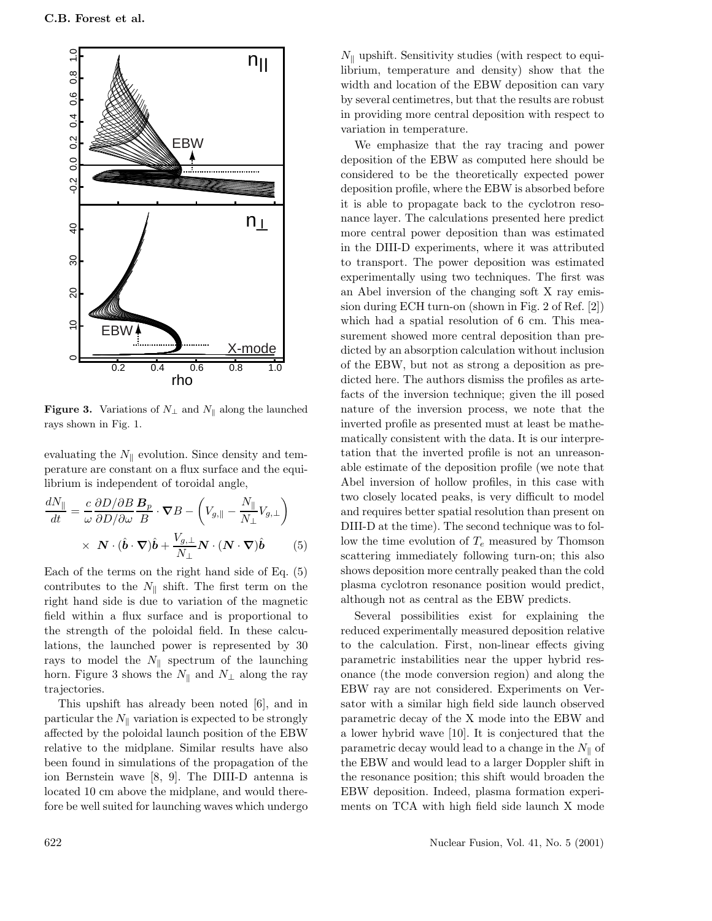**Figure 3.** Variations of $N_\perp$ and $N_\parallel$ along the launched rays shown in Fig. 1.

evaluating the $N_\parallel$ evolution. Since density and temperature are constant on a flux surface and the equilibrium is independent of toroidal angle,

$$\frac{dN_\parallel}{dt} = \frac{c}{\omega}\frac{\partial D/\partial B}{\partial D/\partial \omega}\frac{\boldsymbol{B}_p}{B}\cdot\boldsymbol{\nabla}B - \left(V_{g,\parallel} - \frac{N_\parallel}{N_\perp}V_{g,\perp}\right) \times \ \boldsymbol{N}\cdot(\hat{\boldsymbol{b}}\cdot\boldsymbol{\nabla})\hat{\boldsymbol{b}} + \frac{V_{g,\perp}}{N_\perp}\boldsymbol{N}\cdot(\boldsymbol{N}\cdot\boldsymbol{\nabla})\hat{\boldsymbol{b}} \qquad (5)$$

Each of the terms on the right hand side of Eq. (5) contributes to the $N_\parallel$ shift. The first term on the right hand side is due to variation of the magnetic field within a flux surface and is proportional to the strength of the poloidal field. In these calculations, the launched power is represented by 30 rays to model the $N_\parallel$ spectrum of the launching horn. Figure 3 shows the $N_\parallel$ and $N_\perp$ along the ray trajectories.

This upshift has already been noted [6], and in particular the $N_\parallel$ variation is expected to be strongly affected by the poloidal launch position of the EBW relative to the midplane. Similar results have also been found in simulations of the propagation of the ion Bernstein wave [8, 9]. The DIII-D antenna is located 10 cm above the midplane, and would therefore be well suited for launching waves which undergo $N_\parallel$ upshift. Sensitivity studies (with respect to equilibrium, temperature and density) show that the width and location of the EBW deposition can vary by several centimetres, but that the results are robust in providing more central deposition with respect to variation in temperature.

We emphasize that the ray tracing and power deposition of the EBW as computed here should be considered to be the theoretically expected power deposition profile, where the EBW is absorbed before it is able to propagate back to the cyclotron resonance layer. The calculations presented here predict more central power deposition than was estimated in the DIII-D experiments, where it was attributed to transport. The power deposition was estimated experimentally using two techniques. The first was an Abel inversion of the changing soft X ray emission during ECH turn-on (shown in Fig. 2 of Ref. [2]) which had a spatial resolution of 6 cm. This measurement showed more central deposition than predicted by an absorption calculation without inclusion of the EBW, but not as strong a deposition as predicted here. The authors dismiss the profiles as artefacts of the inversion technique; given the ill posed nature of the inversion process, we note that the inverted profile as presented must at least be mathematically consistent with the data. It is our interpretation that the inverted profile is not an unreasonable estimate of the deposition profile (we note that Abel inversion of hollow profiles, in this case with two closely located peaks, is very difficult to model and requires better spatial resolution than present on DIII-D at the time). The second technique was to follow the time evolution of $T_e$ measured by Thomson scattering immediately following turn-on; this also shows deposition more centrally peaked than the cold plasma cyclotron resonance position would predict, although not as central as the EBW predicts.

Several possibilities exist for explaining the reduced experimentally measured deposition relative to the calculation. First, non-linear effects giving parametric instabilities near the upper hybrid resonance (the mode conversion region) and along the EBW ray are not considered. Experiments on Versator with a similar high field side launch observed parametric decay of the X mode into the EBW and a lower hybrid wave [10]. It is conjectured that the parametric decay would lead to a change in the $N_\parallel$ of the EBW and would lead to a larger Doppler shift in the resonance position; this shift would broaden the EBW deposition. Indeed, plasma formation experiments on TCA with high field side launch X mode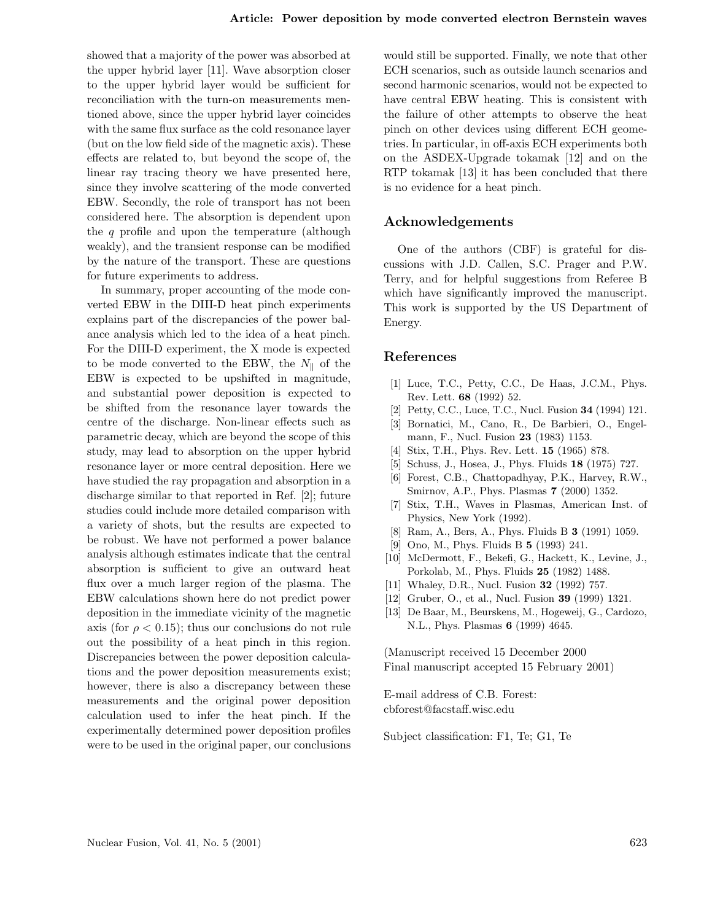showed that a majority of the power was absorbed at the upper hybrid layer [11]. Wave absorption closer to the upper hybrid layer would be sufficient for reconciliation with the turn-on measurements mentioned above, since the upper hybrid layer coincides with the same flux surface as the cold resonance layer (but on the low field side of the magnetic axis). These effects are related to, but beyond the scope of, the linear ray tracing theory we have presented here, since they involve scattering of the mode converted EBW. Secondly, the role of transport has not been considered here. The absorption is dependent upon the $q$ profile and upon the temperature (although weakly), and the transient response can be modified by the nature of the transport. These are questions for future experiments to address.

In summary, proper accounting of the mode converted EBW in the DIII-D heat pinch experiments explains part of the discrepancies of the power balance analysis which led to the idea of a heat pinch. For the DIII-D experiment, the X mode is expected to be mode converted to the EBW, the $N_{\|}$ of the EBW is expected to be upshifted in magnitude, and substantial power deposition is expected to be shifted from the resonance layer towards the centre of the discharge. Non-linear effects such as parametric decay, which are beyond the scope of this study, may lead to absorption on the upper hybrid resonance layer or more central deposition. Here we have studied the ray propagation and absorption in a discharge similar to that reported in Ref. [2]; future studies could include more detailed comparison with a variety of shots, but the results are expected to be robust. We have not performed a power balance analysis although estimates indicate that the central absorption is sufficient to give an outward heat flux over a much larger region of the plasma. The EBW calculations shown here do not predict power deposition in the immediate vicinity of the magnetic axis (for $\rho < 0.15$); thus our conclusions do not rule out the possibility of a heat pinch in this region. Discrepancies between the power deposition calculations and the power deposition measurements exist; however, there is also a discrepancy between these measurements and the original power deposition calculation used to infer the heat pinch. If the experimentally determined power deposition profiles were to be used in the original paper, our conclusions would still be supported. Finally, we note that other ECH scenarios, such as outside launch scenarios and second harmonic scenarios, would not be expected to have central EBW heating. This is consistent with the failure of other attempts to observe the heat pinch on other devices using different ECH geometries. In particular, in off-axis ECH experiments both on the ASDEX-Upgrade tokamak [12] and on the RTP tokamak [13] it has been concluded that there is no evidence for a heat pinch.

## Acknowledgements

One of the authors (CBF) is grateful for discussions with J.D. Callen, S.C. Prager and P.W. Terry, and for helpful suggestions from Referee B which have significantly improved the manuscript. This work is supported by the US Department of Energy.

## References

[1] Luce, T.C., Petty, C.C., De Haas, J.C.M., Phys. Rev. Lett. **68** (1992) 52.

[2] Petty, C.C., Luce, T.C., Nucl. Fusion **34** (1994) 121.

[3] Bornatici, M., Cano, R., De Barbieri, O., Engelmann, F., Nucl. Fusion **23** (1983) 1153.

[4] Stix, T.H., Phys. Rev. Lett. **15** (1965) 878.

[5] Schuss, J., Hosea, J., Phys. Fluids **18** (1975) 727.

[6] Forest, C.B., Chattopadhyay, P.K., Harvey, R.W., Smirnov, A.P., Phys. Plasmas **7** (2000) 1352.

[7] Stix, T.H., Waves in Plasmas, American Inst. of Physics, New York (1992).

[8] Ram, A., Bers, A., Phys. Fluids B **3** (1991) 1059.

[9] Ono, M., Phys. Fluids B **5** (1993) 241.

[10] McDermott, F., Bekefi, G., Hackett, K., Levine, J., Porkolab, M., Phys. Fluids **25** (1982) 1488.

[11] Whaley, D.R., Nucl. Fusion **32** (1992) 757.

[12] Gruber, O., et al., Nucl. Fusion **39** (1999) 1321.

[13] De Baar, M., Beurskens, M., Hogeweij, G., Cardozo, N.L., Phys. Plasmas **6** (1999) 4645.

(Manuscript received 15 December 2000
Final manuscript accepted 15 February 2001)

E-mail address of C.B. Forest:
cbforest@facstaff.wisc.edu

Subject classification: F1, Te; G1, Te